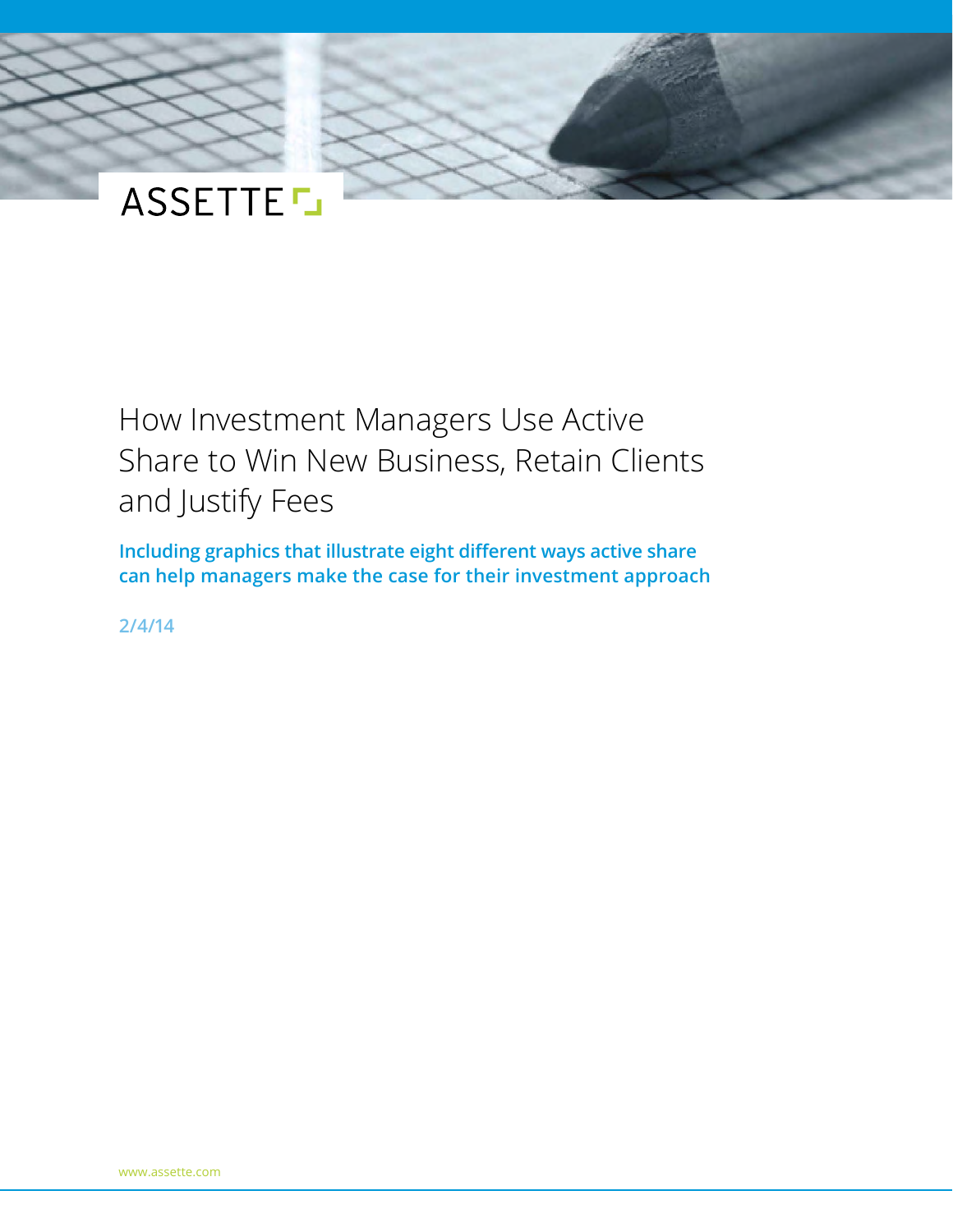ASSETTE

# How Investment Managers Use Active Share to Win New Business, Retain Clients and Justify Fees

**Including graphics that illustrate eight different ways active share can help managers make the case for their investment approach**

2/4/14

www.assette.com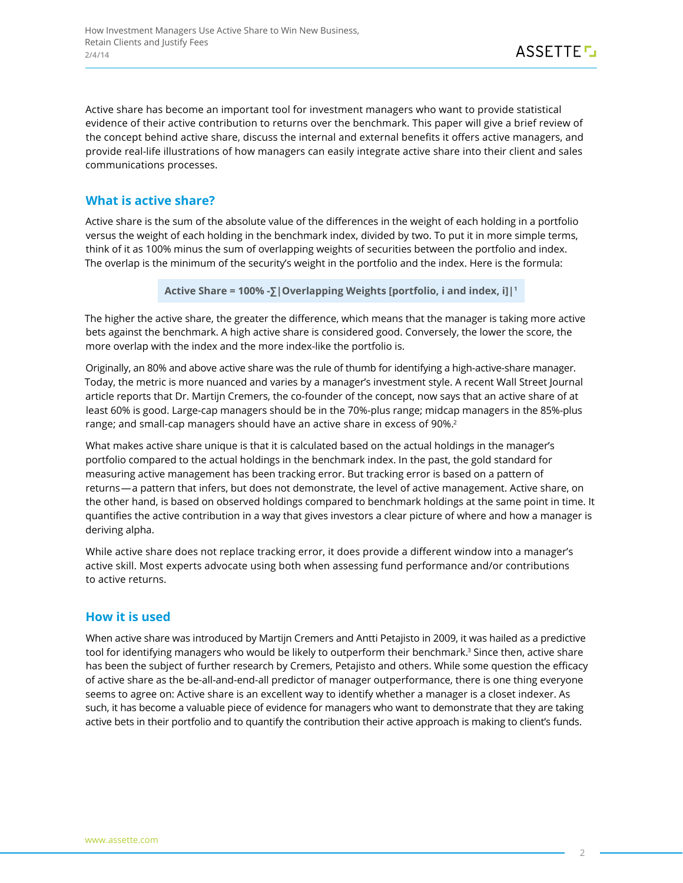Active share has become an important tool for investment managers who want to provide statistical evidence of their active contribution to returns over the benchmark. This paper will give a brief review of the concept behind active share, discuss the internal and external benefits it offers active managers, and provide real-life illustrations of how managers can easily integrate active share into their client and sales communications processes.

## What is active share?

Active share is the sum of the absolute value of the differences in the weight of each holding in a portfolio versus the weight of each holding in the benchmark index, divided by two. To put it in more simple terms, think of it as 100% minus the sum of overlapping weights of securities between the portfolio and index. The overlap is the minimum of the security's weight in the portfolio and the index. Here is the formula:

**Active Share = 100% -∑|Overlapping Weights [portfolio, i and index, i]|**[1]

The higher the active share, the greater the difference, which means that the manager is taking more active bets against the benchmark. A high active share is considered good. Conversely, the lower the score, the more overlap with the index and the more index-like the portfolio is.

Originally, an 80% and above active share was the rule of thumb for identifying a high-active-share manager. Today, the metric is more nuanced and varies by a manager's investment style. A recent Wall Street Journal article reports that Dr. Martijn Cremers, the co-founder of the concept, now says that an active share of at least 60% is good. Large-cap managers should be in the 70%-plus range; midcap managers in the 85%-plus range; and small-cap managers should have an active share in excess of 90%.[2]

What makes active share unique is that it is calculated based on the actual holdings in the manager's portfolio compared to the actual holdings in the benchmark index. In the past, the gold standard for measuring active management has been tracking error. But tracking error is based on a pattern of returns—a pattern that infers, but does not demonstrate, the level of active management. Active share, on the other hand, is based on observed holdings compared to benchmark holdings at the same point in time. It quantifies the active contribution in a way that gives investors a clear picture of where and how a manager is deriving alpha.

While active share does not replace tracking error, it does provide a different window into a manager's active skill. Most experts advocate using both when assessing fund performance and/or contributions to active returns.

## How it is used

When active share was introduced by Martijn Cremers and Antti Petajisto in 2009, it was hailed as a predictive tool for identifying managers who would be likely to outperform their benchmark.[3] Since then, active share has been the subject of further research by Cremers, Petajisto and others. While some question the efficacy of active share as the be-all-and-end-all predictor of manager outperformance, there is one thing everyone seems to agree on: Active share is an excellent way to identify whether a manager is a closet indexer. As such, it has become a valuable piece of evidence for managers who want to demonstrate that they are taking active bets in their portfolio and to quantify the contribution their active approach is making to client's funds.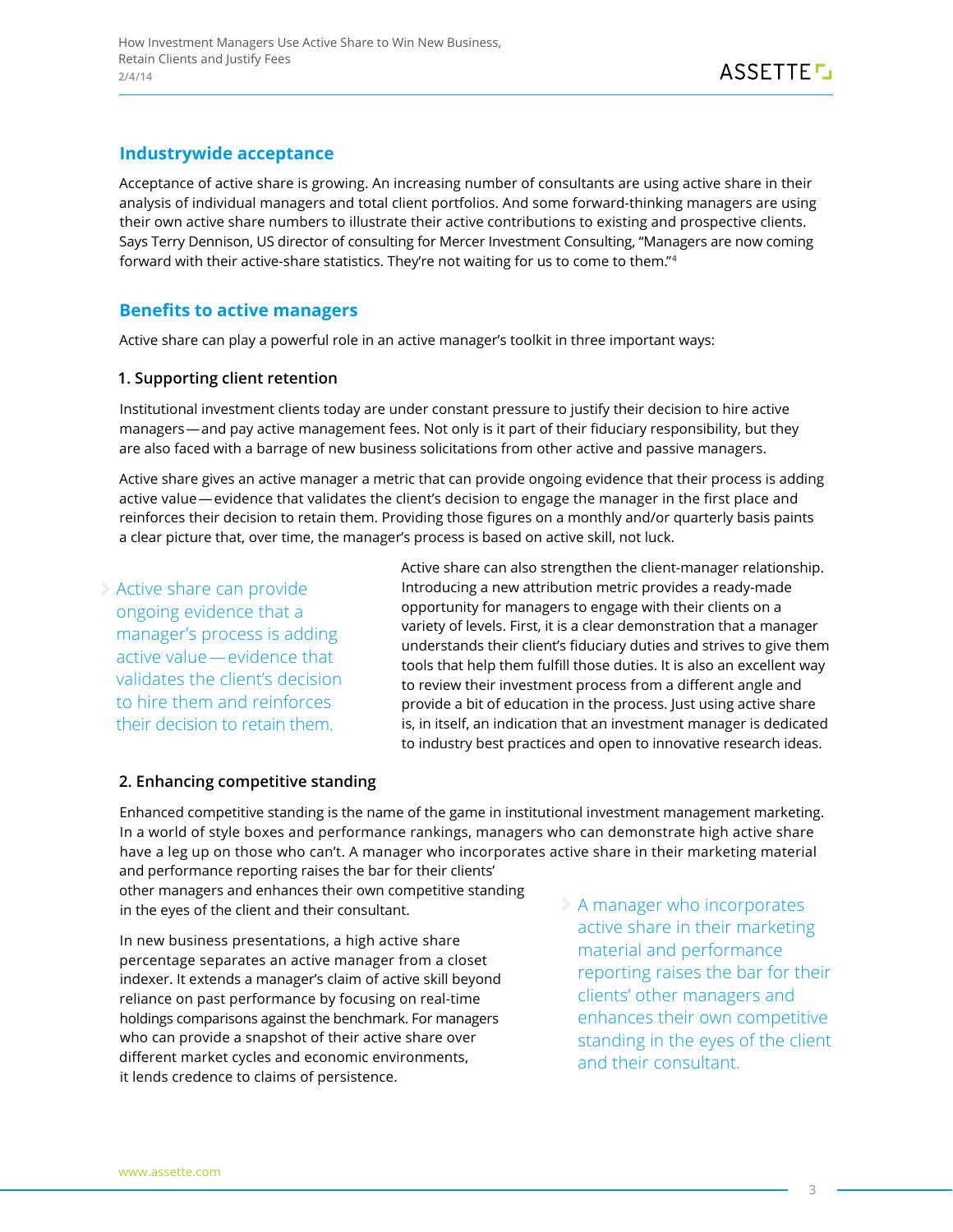## Industrywide acceptance

Acceptance of active share is growing. An increasing number of consultants are using active share in their analysis of individual managers and total client portfolios. And some forward-thinking managers are using their own active share numbers to illustrate their active contributions to existing and prospective clients. Says Terry Dennison, US director of consulting for Mercer Investment Consulting, "Managers are now coming forward with their active-share statistics. They're not waiting for us to come to them."[4]

## Benefits to active managers

Active share can play a powerful role in an active manager's toolkit in three important ways:

### 1. Supporting client retention

Institutional investment clients today are under constant pressure to justify their decision to hire active managers — and pay active management fees. Not only is it part of their fiduciary responsibility, but they are also faced with a barrage of new business solicitations from other active and passive managers.

Active share gives an active manager a metric that can provide ongoing evidence that their process is adding active value — evidence that validates the client's decision to engage the manager in the first place and reinforces their decision to retain them. Providing those figures on a monthly and/or quarterly basis paints a clear picture that, over time, the manager's process is based on active skill, not luck.

> Active share can provide ongoing evidence that a manager's process is adding active value — evidence that validates the client's decision to hire them and reinforces their decision to retain them.

Active share can also strengthen the client-manager relationship. Introducing a new attribution metric provides a ready-made opportunity for managers to engage with their clients on a variety of levels. First, it is a clear demonstration that a manager understands their client's fiduciary duties and strives to give them tools that help them fulfill those duties. It is also an excellent way to review their investment process from a different angle and provide a bit of education in the process. Just using active share is, in itself, an indication that an investment manager is dedicated to industry best practices and open to innovative research ideas.

### 2. Enhancing competitive standing

Enhanced competitive standing is the name of the game in institutional investment management marketing. In a world of style boxes and performance rankings, managers who can demonstrate high active share have a leg up on those who can't. A manager who incorporates active share in their marketing material and performance reporting raises the bar for their clients' other managers and enhances their own competitive standing in the eyes of the client and their consultant.

> A manager who incorporates active share in their marketing material and performance reporting raises the bar for their clients' other managers and enhances their own competitive standing in the eyes of the client and their consultant.

In new business presentations, a high active share percentage separates an active manager from a closet indexer. It extends a manager's claim of active skill beyond reliance on past performance by focusing on real-time holdings comparisons against the benchmark. For managers who can provide a snapshot of their active share over different market cycles and economic environments, it lends credence to claims of persistence.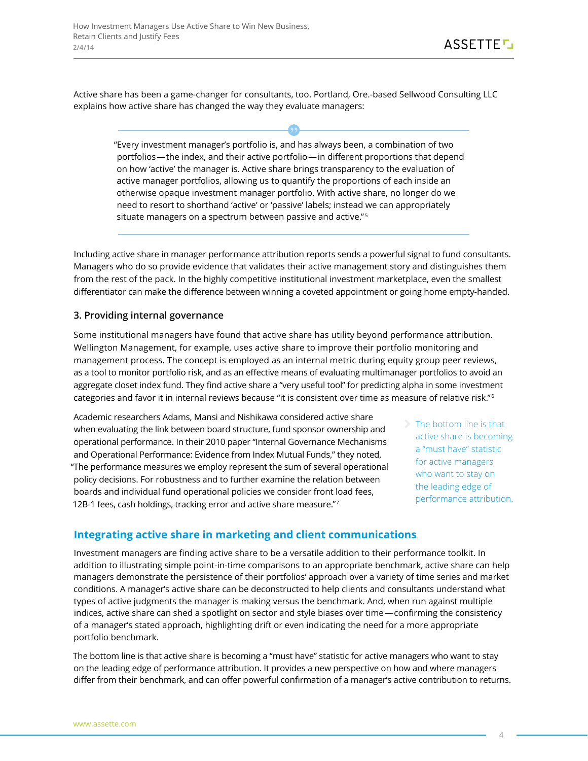Active share has been a game-changer for consultants, too. Portland, Ore.-based Sellwood Consulting LLC explains how active share has changed the way they evaluate managers:

> "Every investment manager's portfolio is, and has always been, a combination of two portfolios — the index, and their active portfolio — in different proportions that depend on how 'active' the manager is. Active share brings transparency to the evaluation of active manager portfolios, allowing us to quantify the proportions of each inside an otherwise opaque investment manager portfolio. With active share, no longer do we need to resort to shorthand 'active' or 'passive' labels; instead we can appropriately situate managers on a spectrum between passive and active."[5]

Including active share in manager performance attribution reports sends a powerful signal to fund consultants. Managers who do so provide evidence that validates their active management story and distinguishes them from the rest of the pack. In the highly competitive institutional investment marketplace, even the smallest differentiator can make the difference between winning a coveted appointment or going home empty-handed.

### 3. Providing internal governance

Some institutional managers have found that active share has utility beyond performance attribution. Wellington Management, for example, uses active share to improve their portfolio monitoring and management process. The concept is employed as an internal metric during equity group peer reviews, as a tool to monitor portfolio risk, and as an effective means of evaluating multimanager portfolios to avoid an aggregate closet index fund. They find active share a "very useful tool" for predicting alpha in some investment categories and favor it in internal reviews because "it is consistent over time as measure of relative risk."[6]

Academic researchers Adams, Mansi and Nishikawa considered active share when evaluating the link between board structure, fund sponsor ownership and operational performance. In their 2010 paper "Internal Governance Mechanisms and Operational Performance: Evidence from Index Mutual Funds," they noted, "The performance measures we employ represent the sum of several operational policy decisions. For robustness and to further examine the relation between boards and individual fund operational policies we consider front load fees, 12B-1 fees, cash holdings, tracking error and active share measure."[7]

> The bottom line is that active share is becoming a "must have" statistic for active managers who want to stay on the leading edge of performance attribution.

## Integrating active share in marketing and client communications

Investment managers are finding active share to be a versatile addition to their performance toolkit. In addition to illustrating simple point-in-time comparisons to an appropriate benchmark, active share can help managers demonstrate the persistence of their portfolios' approach over a variety of time series and market conditions. A manager's active share can be deconstructed to help clients and consultants understand what types of active judgments the manager is making versus the benchmark. And, when run against multiple indices, active share can shed a spotlight on sector and style biases over time — confirming the consistency of a manager's stated approach, highlighting drift or even indicating the need for a more appropriate portfolio benchmark.

The bottom line is that active share is becoming a "must have" statistic for active managers who want to stay on the leading edge of performance attribution. It provides a new perspective on how and where managers differ from their benchmark, and can offer powerful confirmation of a manager's active contribution to returns.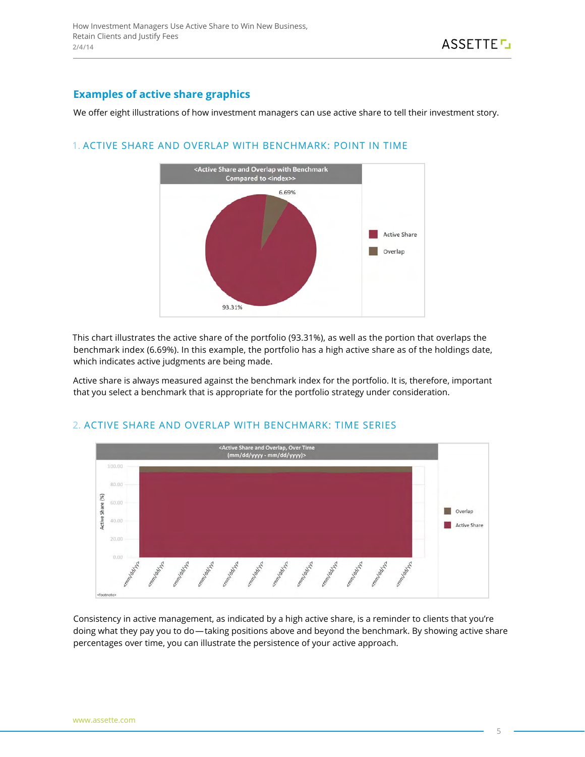## Examples of active share graphics

We offer eight illustrations of how investment managers can use active share to tell their investment story.

### 1. ACTIVE SHARE AND OVERLAP WITH BENCHMARK: POINT IN TIME

<Active Share and Overlap with Benchmark Compared to <index>>

6.69%

93.31%

Active Share

Overlap

This chart illustrates the active share of the portfolio (93.31%), as well as the portion that overlaps the benchmark index (6.69%). In this example, the portfolio has a high active share as of the holdings date, which indicates active judgments are being made.

Active share is always measured against the benchmark index for the portfolio. It is, therefore, important that you select a benchmark that is appropriate for the portfolio strategy under consideration.

### 2. ACTIVE SHARE AND OVERLAP WITH BENCHMARK: TIME SERIES

<Active Share and Overlap, Over Time (mm/dd/yyyy - mm/dd/yyyy)>

Active Share (%)

100.00
80.00
60.00
40.00
20.00
0.00

<mm/dd/yy> <mm/dd/yy> <mm/dd/yy> <mm/dd/yy> <mm/dd/yy> <mm/dd/yy> <mm/dd/yy> <mm/dd/yy> <mm/dd/yy> <mm/dd/yy> <mm/dd/yy> <mm/dd/yy>

Overlap

Active Share

<footnote>

Consistency in active management, as indicated by a high active share, is a reminder to clients that you're doing what they pay you to do—taking positions above and beyond the benchmark. By showing active share percentages over time, you can illustrate the persistence of your active approach.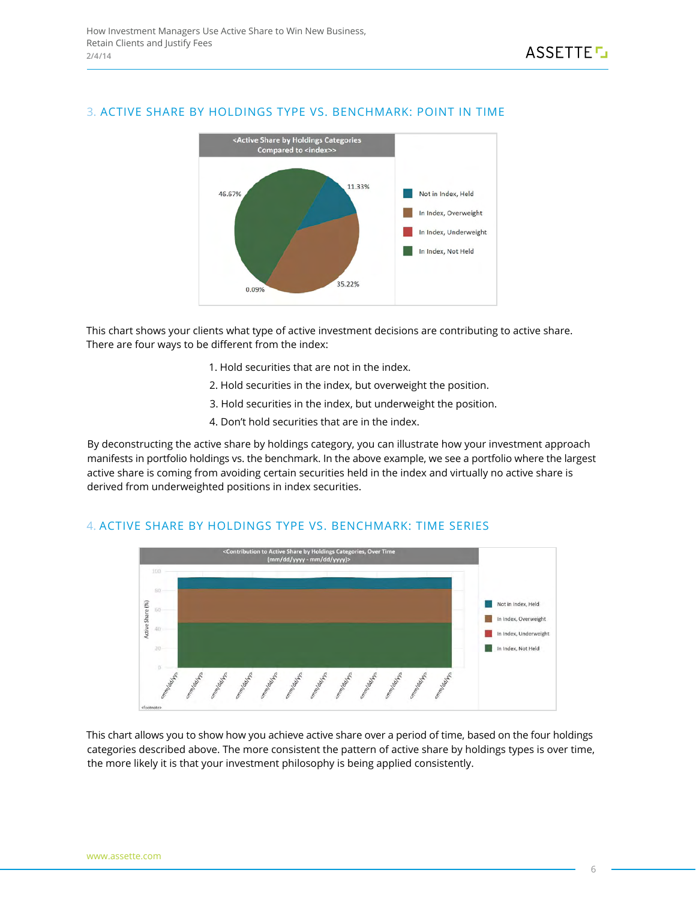## 3. ACTIVE SHARE BY HOLDINGS TYPE VS. BENCHMARK: POINT IN TIME

This chart shows your clients what type of active investment decisions are contributing to active share. There are four ways to be different from the index:

1. Hold securities that are not in the index.
2. Hold securities in the index, but overweight the position.
3. Hold securities in the index, but underweight the position.
4. Don't hold securities that are in the index.

By deconstructing the active share by holdings category, you can illustrate how your investment approach manifests in portfolio holdings vs. the benchmark. In the above example, we see a portfolio where the largest active share is coming from avoiding certain securities held in the index and virtually no active share is derived from underweighted positions in index securities.

## 4. ACTIVE SHARE BY HOLDINGS TYPE VS. BENCHMARK: TIME SERIES

This chart allows you to show how you achieve active share over a period of time, based on the four holdings categories described above. The more consistent the pattern of active share by holdings types is over time, the more likely it is that your investment philosophy is being applied consistently.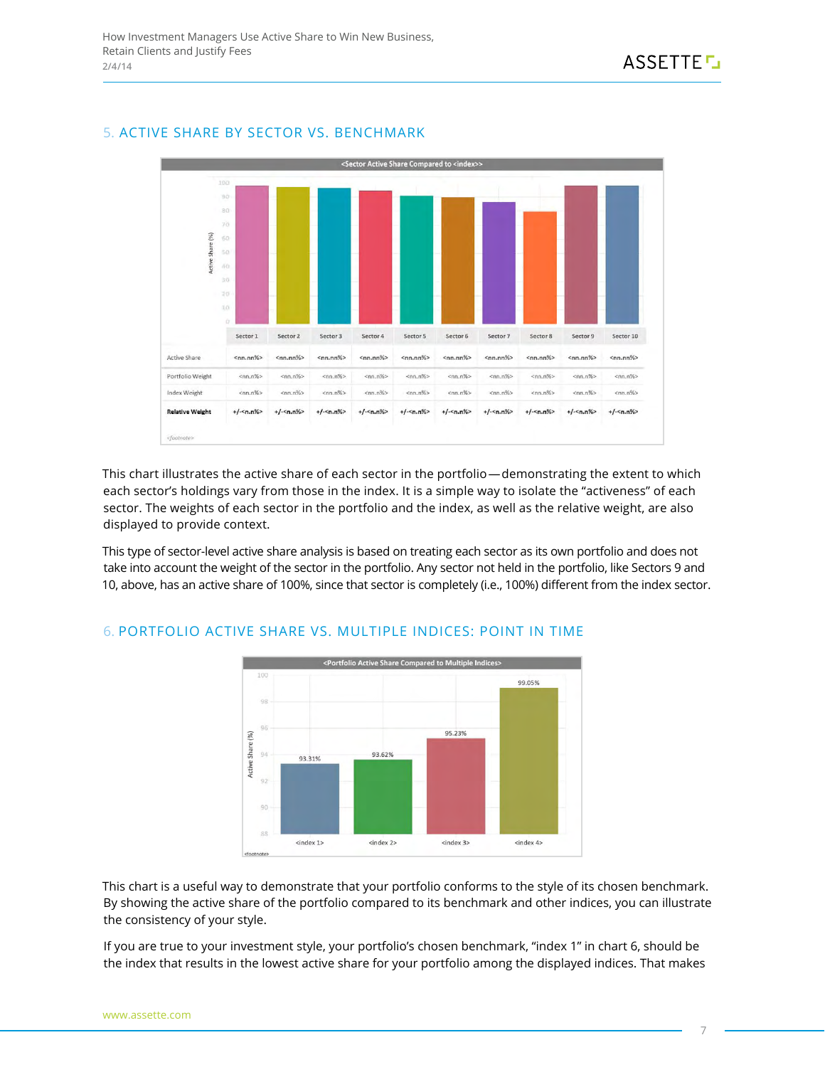## 5. ACTIVE SHARE BY SECTOR VS. BENCHMARK

<Sector Active Share Compared to <index>>

| | Sector 1 | Sector 2 | Sector 3 | Sector 4 | Sector 5 | Sector 6 | Sector 7 | Sector 8 | Sector 9 | Sector 10 |
|---|---|---|---|---|---|---|---|---|---|---|
| Active Share | <nn.nn%> | <nn.nn%> | <nn.nn%> | <nn.nn%> | <nn.nn%> | <nn.nn%> | <nn.nn%> | <nn.nn%> | <nn.nn%> | <nn.nn%> |
| Portfolio Weight | <nn.n%> | <nn.n%> | <nn.n%> | <nn.n%> | <nn.n%> | <nn.n%> | <nn.n%> | <nn.n%> | <nn.n%> | <nn.n%> |
| Index Weight | <nn.n%> | <nn.n%> | <nn.n%> | <nn.n%> | <nn.n%> | <nn.n%> | <nn.n%> | <nn.n%> | <nn.n%> | <nn.n%> |
| **Relative Weight** | +/-<n.n%> | +/-<n.n%> | +/-<n.n%> | +/-<n.n%> | +/-<n.n%> | +/-<n.n%> | +/-<n.n%> | +/-<n.n%> | +/-<n.n%> | +/-<n.n%> |

<footnote>

This chart illustrates the active share of each sector in the portfolio—demonstrating the extent to which each sector's holdings vary from those in the index. It is a simple way to isolate the "activeness" of each sector. The weights of each sector in the portfolio and the index, as well as the relative weight, are also displayed to provide context.

This type of sector-level active share analysis is based on treating each sector as its own portfolio and does not take into account the weight of the sector in the portfolio. Any sector not held in the portfolio, like Sectors 9 and 10, above, has an active share of 100%, since that sector is completely (i.e., 100%) different from the index sector.

## 6. PORTFOLIO ACTIVE SHARE VS. MULTIPLE INDICES: POINT IN TIME

<Portfolio Active Share Compared to Multiple Indices>

| | <index 1> | <index 2> | <index 3> | <index 4> |
|---|---|---|---|---|
| Active Share (%) | 93.31% | 93.62% | 95.23% | 99.05% |

<footnote>

This chart is a useful way to demonstrate that your portfolio conforms to the style of its chosen benchmark. By showing the active share of the portfolio compared to its benchmark and other indices, you can illustrate the consistency of your style.

If you are true to your investment style, your portfolio's chosen benchmark, "index 1" in chart 6, should be the index that results in the lowest active share for your portfolio among the displayed indices. That makes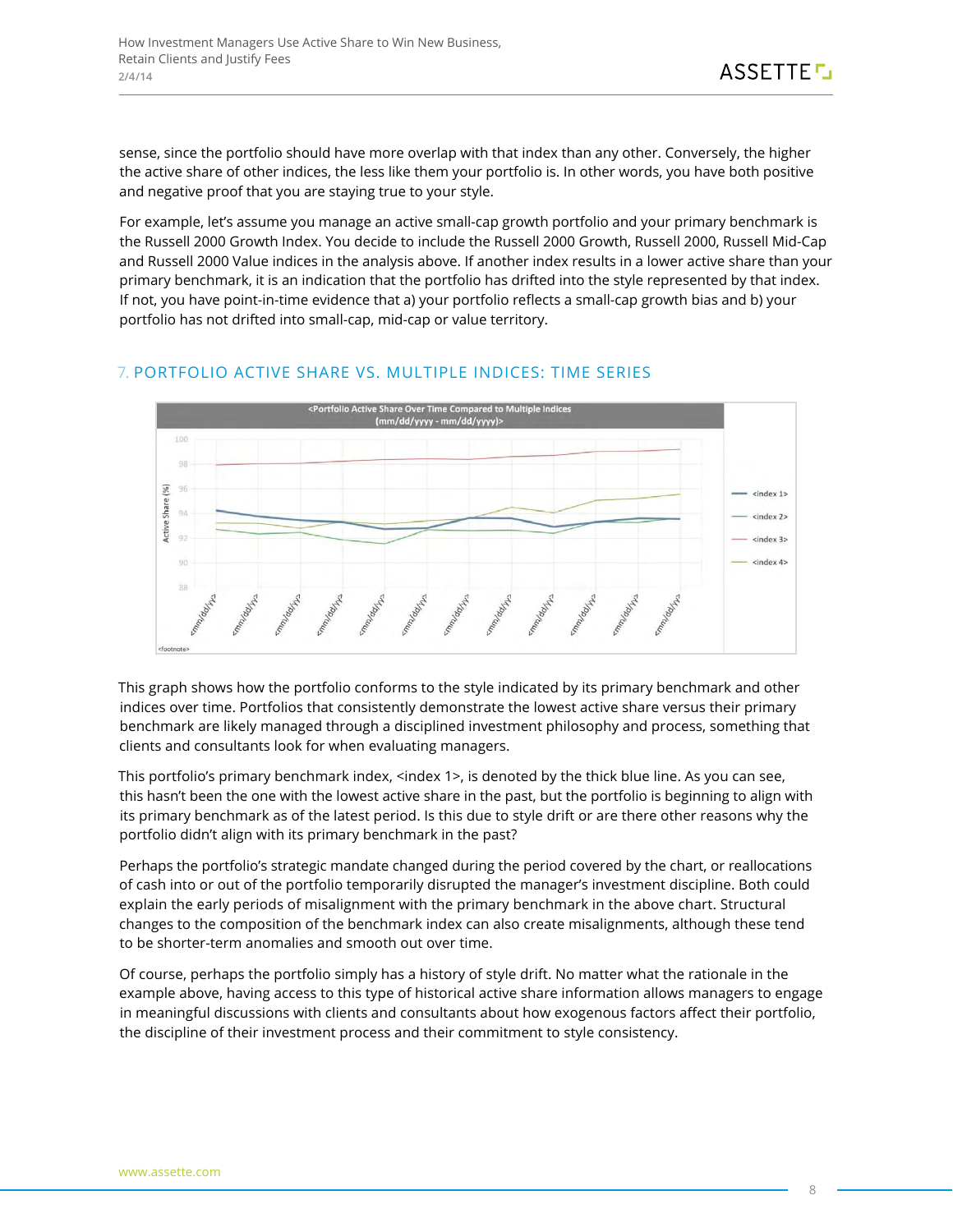sense, since the portfolio should have more overlap with that index than any other. Conversely, the higher the active share of other indices, the less like them your portfolio is. In other words, you have both positive and negative proof that you are staying true to your style.

For example, let's assume you manage an active small-cap growth portfolio and your primary benchmark is the Russell 2000 Growth Index. You decide to include the Russell 2000 Growth, Russell 2000, Russell Mid-Cap and Russell 2000 Value indices in the analysis above. If another index results in a lower active share than your primary benchmark, it is an indication that the portfolio has drifted into the style represented by that index. If not, you have point-in-time evidence that a) your portfolio reflects a small-cap growth bias and b) your portfolio has not drifted into small-cap, mid-cap or value territory.

## 7. PORTFOLIO ACTIVE SHARE VS. MULTIPLE INDICES: TIME SERIES

This graph shows how the portfolio conforms to the style indicated by its primary benchmark and other indices over time. Portfolios that consistently demonstrate the lowest active share versus their primary benchmark are likely managed through a disciplined investment philosophy and process, something that clients and consultants look for when evaluating managers.

This portfolio's primary benchmark index, <index 1>, is denoted by the thick blue line. As you can see, this hasn't been the one with the lowest active share in the past, but the portfolio is beginning to align with its primary benchmark as of the latest period. Is this due to style drift or are there other reasons why the portfolio didn't align with its primary benchmark in the past?

Perhaps the portfolio's strategic mandate changed during the period covered by the chart, or reallocations of cash into or out of the portfolio temporarily disrupted the manager's investment discipline. Both could explain the early periods of misalignment with the primary benchmark in the above chart. Structural changes to the composition of the benchmark index can also create misalignments, although these tend to be shorter-term anomalies and smooth out over time.

Of course, perhaps the portfolio simply has a history of style drift. No matter what the rationale in the example above, having access to this type of historical active share information allows managers to engage in meaningful discussions with clients and consultants about how exogenous factors affect their portfolio, the discipline of their investment process and their commitment to style consistency.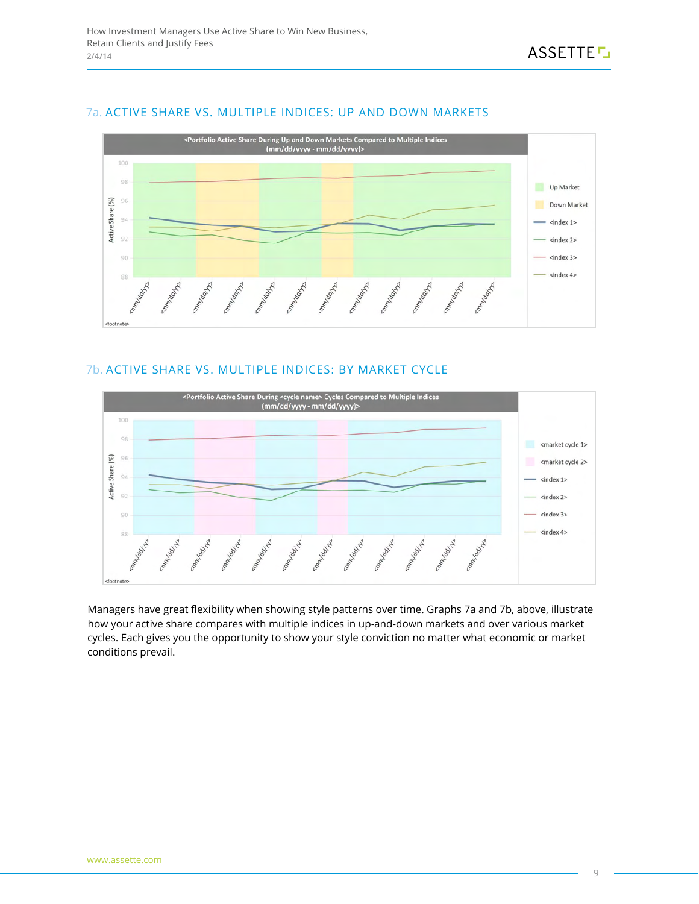## 7a. ACTIVE SHARE VS. MULTIPLE INDICES: UP AND DOWN MARKETS

## 7b. ACTIVE SHARE VS. MULTIPLE INDICES: BY MARKET CYCLE

Managers have great flexibility when showing style patterns over time. Graphs 7a and 7b, above, illustrate how your active share compares with multiple indices in up-and-down markets and over various market cycles. Each gives you the opportunity to show your style conviction no matter what economic or market conditions prevail.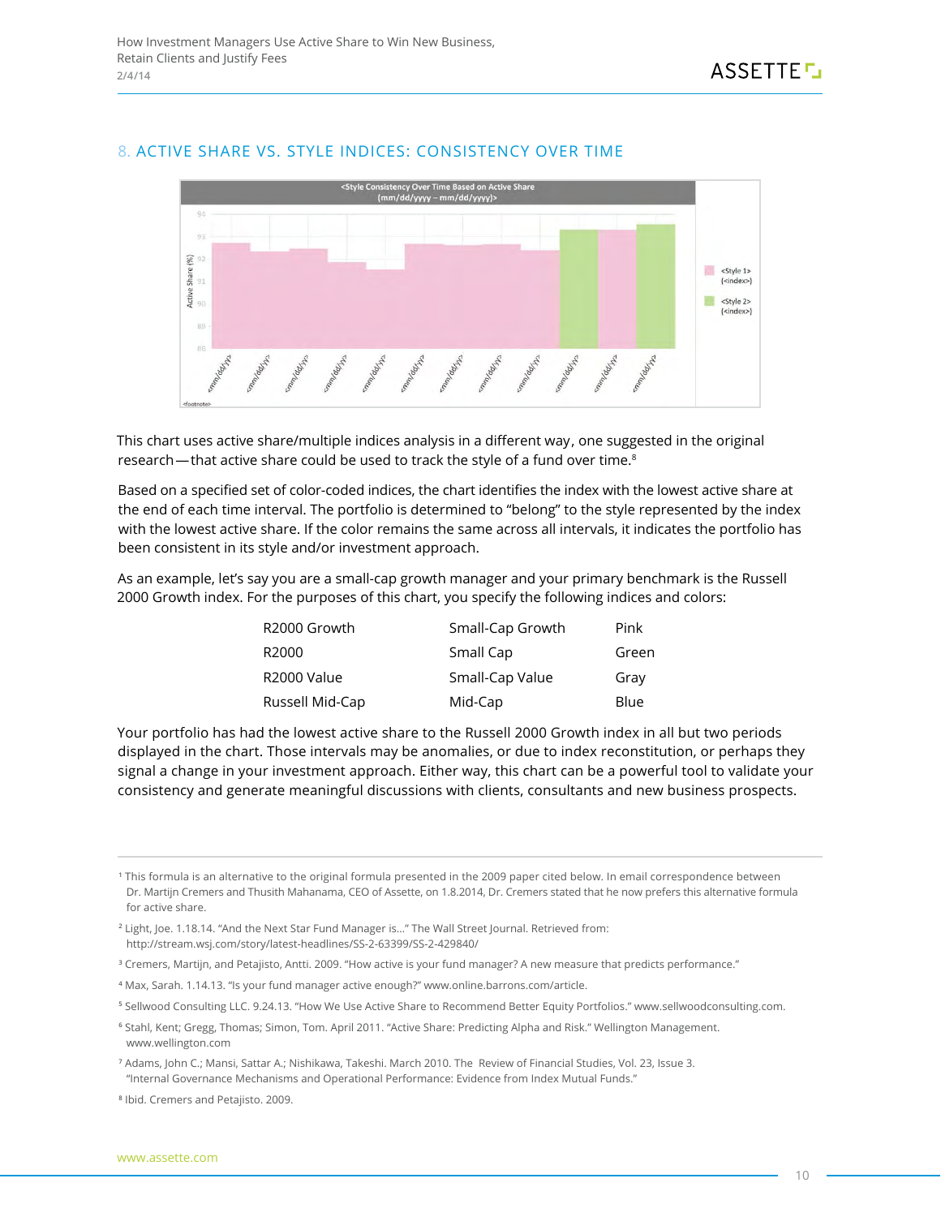## 8. ACTIVE SHARE VS. STYLE INDICES: CONSISTENCY OVER TIME

<Style Consistency Over Time Based on Active Share
(mm/dd/yyyy – mm/dd/yyyy)>

Active Share (%)

94
93
92
91
90
89
88

<mm/dd/yy> <mm/dd/yy> <mm/dd/yy> <mm/dd/yy> <mm/dd/yy> <mm/dd/yy> <mm/dd/yy> <mm/dd/yy> <mm/dd/yy> <mm/dd/yy> <mm/dd/yy> <mm/dd/yy>

<Style 1> (<index>)
<Style 2> (<index>)

<footnote>

This chart uses active share/multiple indices analysis in a different way, one suggested in the original research—that active share could be used to track the style of a fund over time.[8]

Based on a specified set of color-coded indices, the chart identifies the index with the lowest active share at the end of each time interval. The portfolio is determined to "belong" to the style represented by the index with the lowest active share. If the color remains the same across all intervals, it indicates the portfolio has been consistent in its style and/or investment approach.

As an example, let's say you are a small-cap growth manager and your primary benchmark is the Russell 2000 Growth index. For the purposes of this chart, you specify the following indices and colors:

| | | |
|---|---|---|
| R2000 Growth | Small-Cap Growth | Pink |
| R2000 | Small Cap | Green |
| R2000 Value | Small-Cap Value | Gray |
| Russell Mid-Cap | Mid-Cap | Blue |

Your portfolio has had the lowest active share to the Russell 2000 Growth index in all but two periods displayed in the chart. Those intervals may be anomalies, or due to index reconstitution, or perhaps they signal a change in your investment approach. Either way, this chart can be a powerful tool to validate your consistency and generate meaningful discussions with clients, consultants and new business prospects.

---

[1] This formula is an alternative to the original formula presented in the 2009 paper cited below. In email correspondence between Dr. Martijn Cremers and Thusith Mahanama, CEO of Assette, on 1.8.2014, Dr. Cremers stated that he now prefers this alternative formula for active share.

[2] Light, Joe. 1.18.14. "And the Next Star Fund Manager is..." The Wall Street Journal. Retrieved from: http://stream.wsj.com/story/latest-headlines/SS-2-63399/SS-2-429840/

[3] Cremers, Martijn, and Petajisto, Antti. 2009. "How active is your fund manager? A new measure that predicts performance."

[4] Max, Sarah. 1.14.13. "Is your fund manager active enough?" www.online.barrons.com/article.

[5] Sellwood Consulting LLC. 9.24.13. "How We Use Active Share to Recommend Better Equity Portfolios." www.sellwoodconsulting.com.

[6] Stahl, Kent; Gregg, Thomas; Simon, Tom. April 2011. "Active Share: Predicting Alpha and Risk." Wellington Management. www.wellington.com

[7] Adams, John C.; Mansi, Sattar A.; Nishikawa, Takeshi. March 2010. The Review of Financial Studies, Vol. 23, Issue 3. "Internal Governance Mechanisms and Operational Performance: Evidence from Index Mutual Funds."

[8] Ibid. Cremers and Petajisto. 2009.

www.assette.com